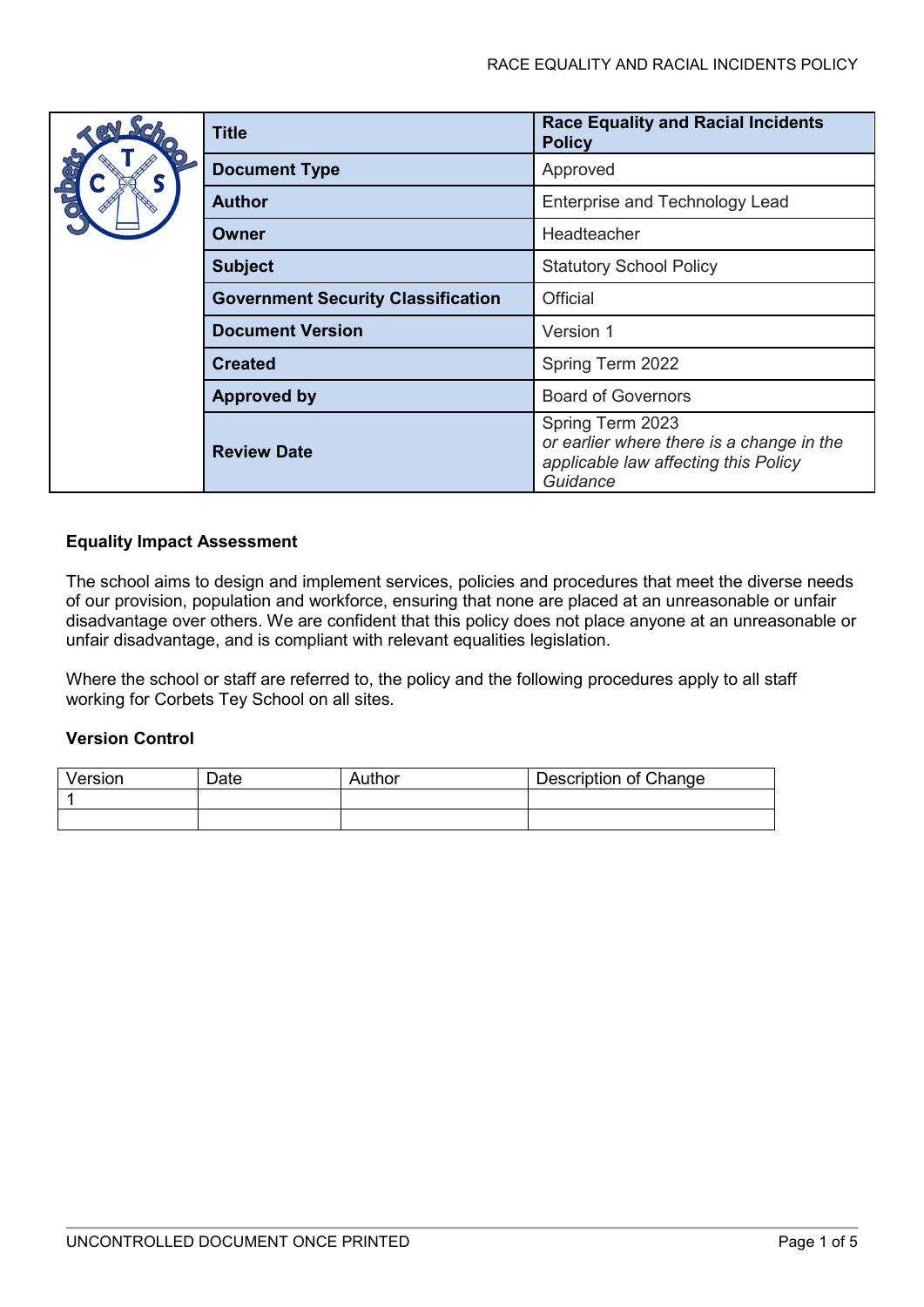| Title | Race Equality and Racial Incidents Policy |
|---|---|
| Document Type | Approved |
| Author | Enterprise and Technology Lead |
| Owner | Headteacher |
| Subject | Statutory School Policy |
| Government Security Classification | Official |
| Document Version | Version 1 |
| Created | Spring Term 2022 |
| Approved by | Board of Governors |
| Review Date | Spring Term 2023 *or earlier where there is a change in the applicable law affecting this Policy Guidance* |

**Equality Impact Assessment**

The school aims to design and implement services, policies and procedures that meet the diverse needs of our provision, population and workforce, ensuring that none are placed at an unreasonable or unfair disadvantage over others. We are confident that this policy does not place anyone at an unreasonable or unfair disadvantage, and is compliant with relevant equalities legislation.

Where the school or staff are referred to, the policy and the following procedures apply to all staff working for Corbets Tey School on all sites.

**Version Control**

| Version | Date | Author | Description of Change |
|---|---|---|---|
| 1 | | | |
| | | | |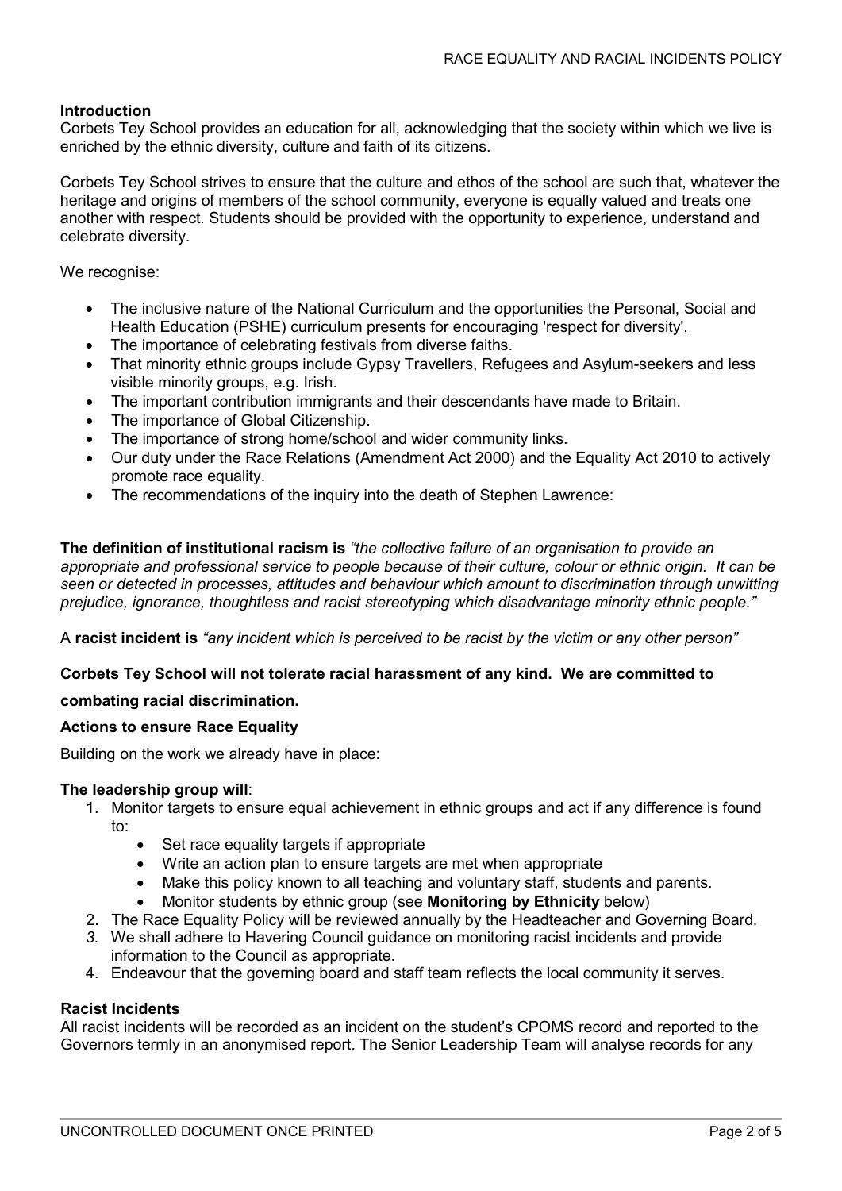### Introduction

Corbets Tey School provides an education for all, acknowledging that the society within which we live is enriched by the ethnic diversity, culture and faith of its citizens.

Corbets Tey School strives to ensure that the culture and ethos of the school are such that, whatever the heritage and origins of members of the school community, everyone is equally valued and treats one another with respect. Students should be provided with the opportunity to experience, understand and celebrate diversity.

We recognise:

- The inclusive nature of the National Curriculum and the opportunities the Personal, Social and Health Education (PSHE) curriculum presents for encouraging 'respect for diversity'.
- The importance of celebrating festivals from diverse faiths.
- That minority ethnic groups include Gypsy Travellers, Refugees and Asylum-seekers and less visible minority groups, e.g. Irish.
- The important contribution immigrants and their descendants have made to Britain.
- The importance of Global Citizenship.
- The importance of strong home/school and wider community links.
- Our duty under the Race Relations (Amendment Act 2000) and the Equality Act 2010 to actively promote race equality.
- The recommendations of the inquiry into the death of Stephen Lawrence:

**The definition of institutional racism is** *"the collective failure of an organisation to provide an appropriate and professional service to people because of their culture, colour or ethnic origin. It can be seen or detected in processes, attitudes and behaviour which amount to discrimination through unwitting prejudice, ignorance, thoughtless and racist stereotyping which disadvantage minority ethnic people."*

A **racist incident is** *"any incident which is perceived to be racist by the victim or any other person"*

**Corbets Tey School will not tolerate racial harassment of any kind. We are committed to combating racial discrimination.**

### Actions to ensure Race Equality

Building on the work we already have in place:

**The leadership group will**:

1. Monitor targets to ensure equal achievement in ethnic groups and act if any difference is found to:
   - Set race equality targets if appropriate
   - Write an action plan to ensure targets are met when appropriate
   - Make this policy known to all teaching and voluntary staff, students and parents.
   - Monitor students by ethnic group (see **Monitoring by Ethnicity** below)
2. The Race Equality Policy will be reviewed annually by the Headteacher and Governing Board.
3. We shall adhere to Havering Council guidance on monitoring racist incidents and provide information to the Council as appropriate.
4. Endeavour that the governing board and staff team reflects the local community it serves.

### Racist Incidents

All racist incidents will be recorded as an incident on the student's CPOMS record and reported to the Governors termly in an anonymised report. The Senior Leadership Team will analyse records for any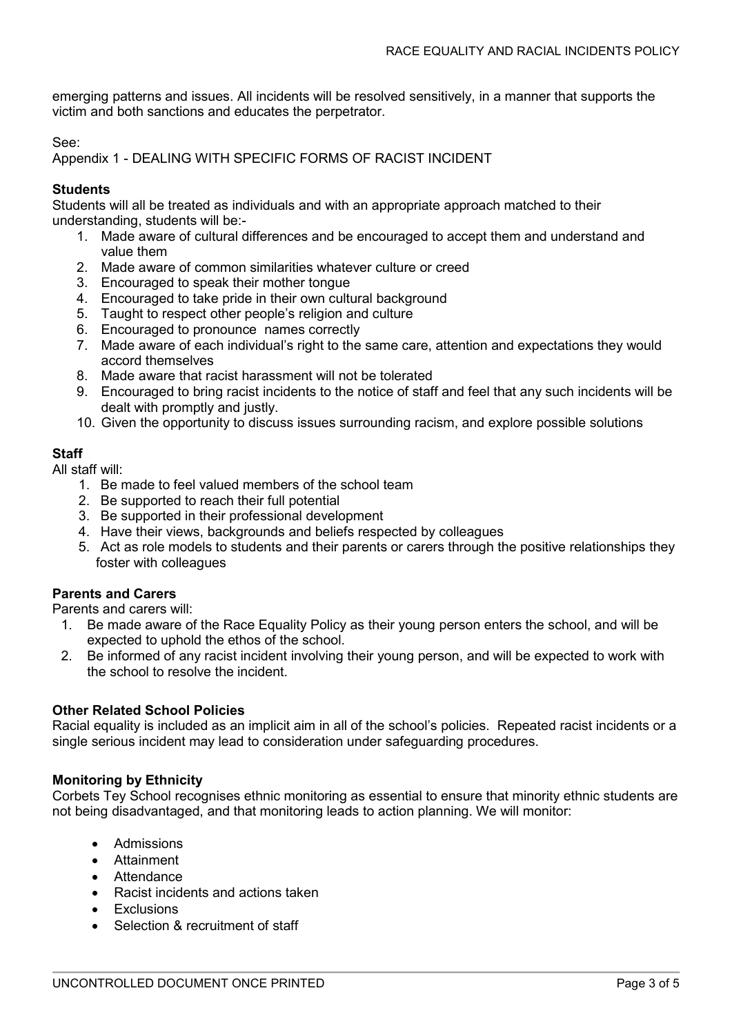emerging patterns and issues. All incidents will be resolved sensitively, in a manner that supports the victim and both sanctions and educates the perpetrator.

See:
Appendix 1 - DEALING WITH SPECIFIC FORMS OF RACIST INCIDENT

**Students**

Students will all be treated as individuals and with an appropriate approach matched to their understanding, students will be:-

1. Made aware of cultural differences and be encouraged to accept them and understand and value them
2. Made aware of common similarities whatever culture or creed
3. Encouraged to speak their mother tongue
4. Encouraged to take pride in their own cultural background
5. Taught to respect other people's religion and culture
6. Encouraged to pronounce names correctly
7. Made aware of each individual's right to the same care, attention and expectations they would accord themselves
8. Made aware that racist harassment will not be tolerated
9. Encouraged to bring racist incidents to the notice of staff and feel that any such incidents will be dealt with promptly and justly.
10. Given the opportunity to discuss issues surrounding racism, and explore possible solutions

**Staff**

All staff will:

1. Be made to feel valued members of the school team
2. Be supported to reach their full potential
3. Be supported in their professional development
4. Have their views, backgrounds and beliefs respected by colleagues
5. Act as role models to students and their parents or carers through the positive relationships they foster with colleagues

**Parents and Carers**

Parents and carers will:

1. Be made aware of the Race Equality Policy as their young person enters the school, and will be expected to uphold the ethos of the school.
2. Be informed of any racist incident involving their young person, and will be expected to work with the school to resolve the incident.

**Other Related School Policies**

Racial equality is included as an implicit aim in all of the school's policies. Repeated racist incidents or a single serious incident may lead to consideration under safeguarding procedures.

**Monitoring by Ethnicity**

Corbets Tey School recognises ethnic monitoring as essential to ensure that minority ethnic students are not being disadvantaged, and that monitoring leads to action planning. We will monitor:

- Admissions
- Attainment
- Attendance
- Racist incidents and actions taken
- Exclusions
- Selection & recruitment of staff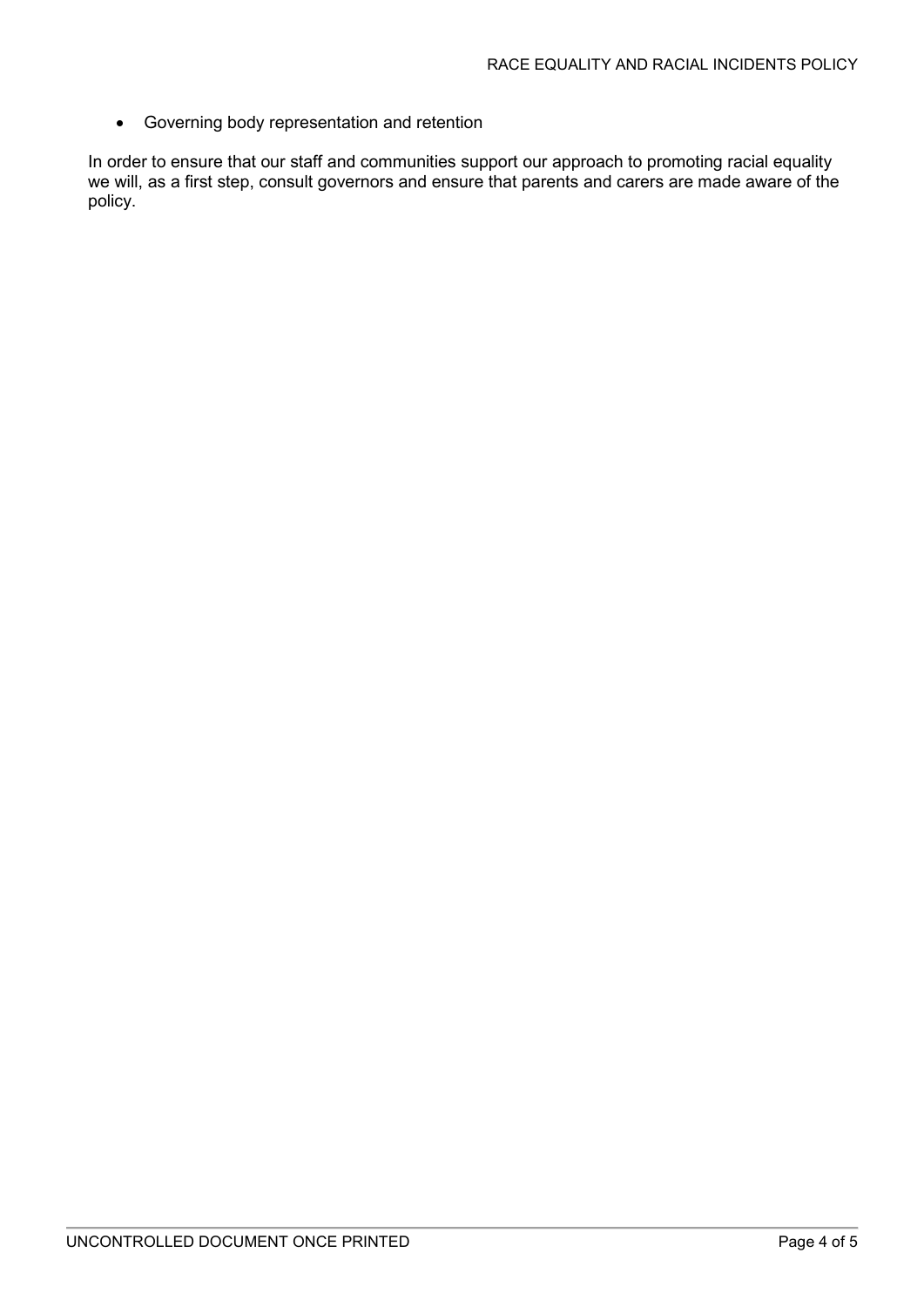- Governing body representation and retention

In order to ensure that our staff and communities support our approach to promoting racial equality we will, as a first step, consult governors and ensure that parents and carers are made aware of the policy.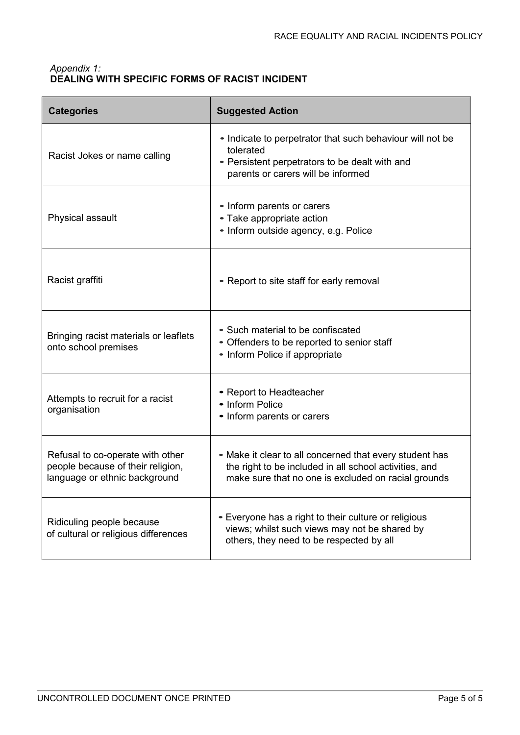*Appendix 1:*
**DEALING WITH SPECIFIC FORMS OF RACIST INCIDENT**

| Categories | Suggested Action |
|---|---|
| Racist Jokes or name calling | • Indicate to perpetrator that such behaviour will not be tolerated<br>• Persistent perpetrators to be dealt with and parents or carers will be informed |
| Physical assault | • Inform parents or carers<br>• Take appropriate action<br>• Inform outside agency, e.g. Police |
| Racist graffiti | • Report to site staff for early removal |
| Bringing racist materials or leaflets onto school premises | • Such material to be confiscated<br>• Offenders to be reported to senior staff<br>• Inform Police if appropriate |
| Attempts to recruit for a racist organisation | • Report to Headteacher<br>• Inform Police<br>• Inform parents or carers |
| Refusal to co-operate with other people because of their religion, language or ethnic background | • Make it clear to all concerned that every student has the right to be included in all school activities, and make sure that no one is excluded on racial grounds |
| Ridiculing people because of cultural or religious differences | • Everyone has a right to their culture or religious views; whilst such views may not be shared by others, they need to be respected by all |